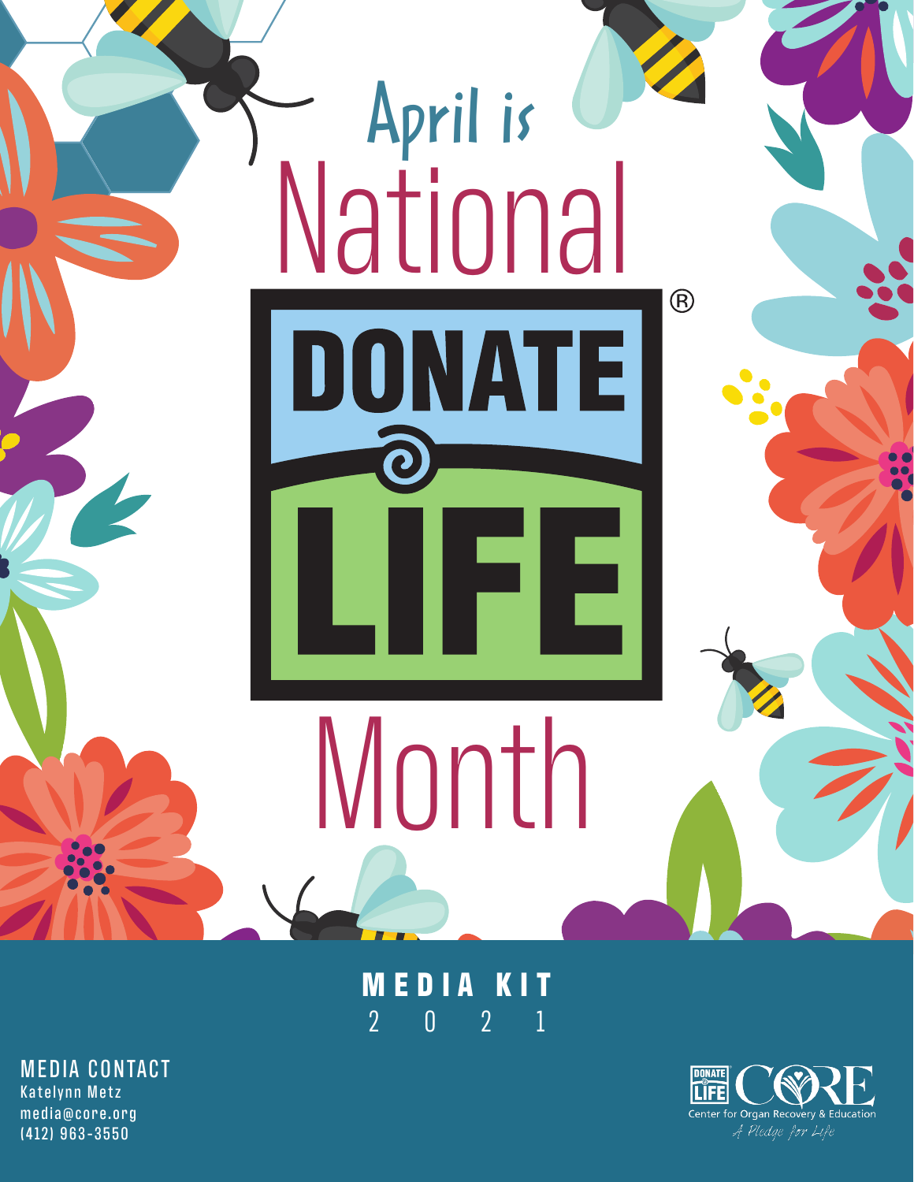# April is National DONATE LIFE® Month

## MEDIA KIT

2 0 2 1

**MEDIA CONTACT**
Katelynn Metz
media@core.org
(412) 963-3550

DONATE LIFE CORE
Center for Organ Recovery & Education
*A Pledge for Life*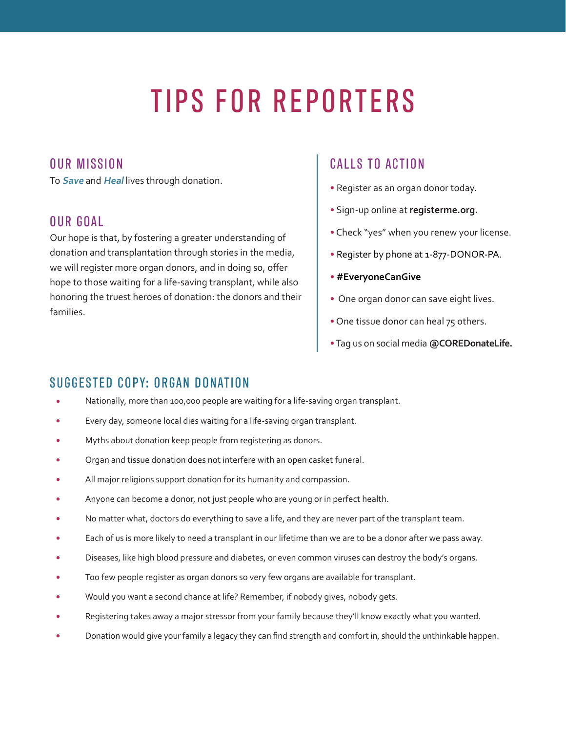# TIPS FOR REPORTERS

## OUR MISSION

To ***Save*** and ***Heal*** lives through donation.

## OUR GOAL

Our hope is that, by fostering a greater understanding of donation and transplantation through stories in the media, we will register more organ donors, and in doing so, offer hope to those waiting for a life-saving transplant, while also honoring the truest heroes of donation: the donors and their families.

## CALLS TO ACTION

- Register as an organ donor today.
- Sign-up online at **registerme.org.**
- Check "yes" when you renew your license.
- Register by phone at 1-877-DONOR-PA.
- **#EveryoneCanGive**
- One organ donor can save eight lives.
- One tissue donor can heal 75 others.
- Tag us on social media **@COREDonateLife.**

## SUGGESTED COPY: ORGAN DONATION

- Nationally, more than 100,000 people are waiting for a life-saving organ transplant.
- Every day, someone local dies waiting for a life-saving organ transplant.
- Myths about donation keep people from registering as donors.
- Organ and tissue donation does not interfere with an open casket funeral.
- All major religions support donation for its humanity and compassion.
- Anyone can become a donor, not just people who are young or in perfect health.
- No matter what, doctors do everything to save a life, and they are never part of the transplant team.
- Each of us is more likely to need a transplant in our lifetime than we are to be a donor after we pass away.
- Diseases, like high blood pressure and diabetes, or even common viruses can destroy the body's organs.
- Too few people register as organ donors so very few organs are available for transplant.
- Would you want a second chance at life? Remember, if nobody gives, nobody gets.
- Registering takes away a major stressor from your family because they'll know exactly what you wanted.
- Donation would give your family a legacy they can find strength and comfort in, should the unthinkable happen.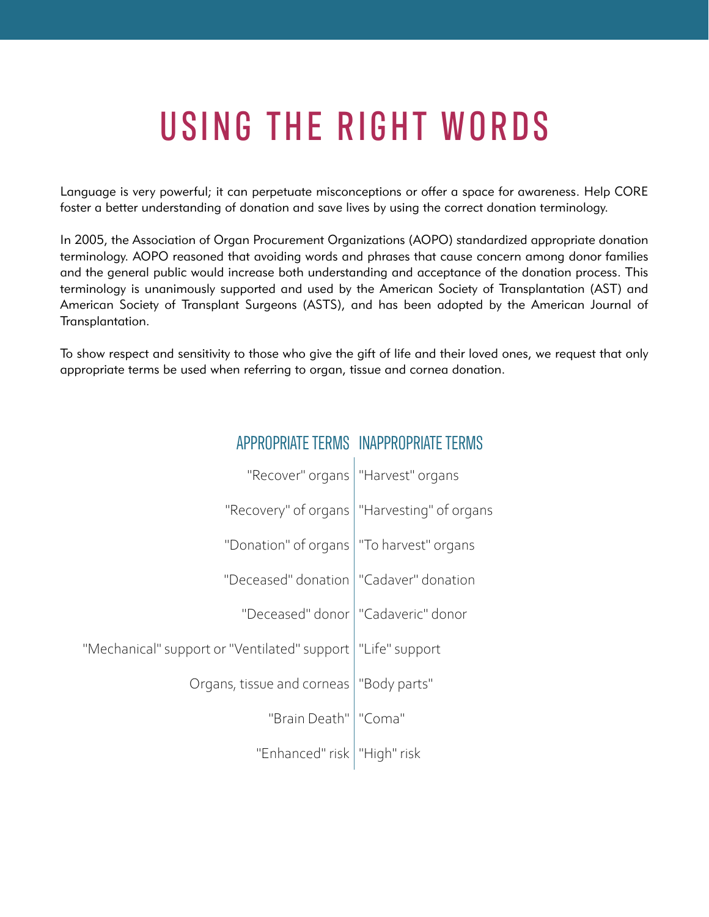# USING THE RIGHT WORDS

Language is very powerful; it can perpetuate misconceptions or offer a space for awareness. Help CORE foster a better understanding of donation and save lives by using the correct donation terminology.

In 2005, the Association of Organ Procurement Organizations (AOPO) standardized appropriate donation terminology. AOPO reasoned that avoiding words and phrases that cause concern among donor families and the general public would increase both understanding and acceptance of the donation process. This terminology is unanimously supported and used by the American Society of Transplantation (AST) and American Society of Transplant Surgeons (ASTS), and has been adopted by the American Journal of Transplantation.

To show respect and sensitivity to those who give the gift of life and their loved ones, we request that only appropriate terms be used when referring to organ, tissue and cornea donation.

| APPROPRIATE TERMS | INAPPROPRIATE TERMS |
|---|---|
| "Recover" organs | "Harvest" organs |
| "Recovery" of organs | "Harvesting" of organs |
| "Donation" of organs | "To harvest" organs |
| "Deceased" donation | "Cadaver" donation |
| "Deceased" donor | "Cadaveric" donor |
| "Mechanical" support or "Ventilated" support | "Life" support |
| Organs, tissue and corneas | "Body parts" |
| "Brain Death" | "Coma" |
| "Enhanced" risk | "High" risk |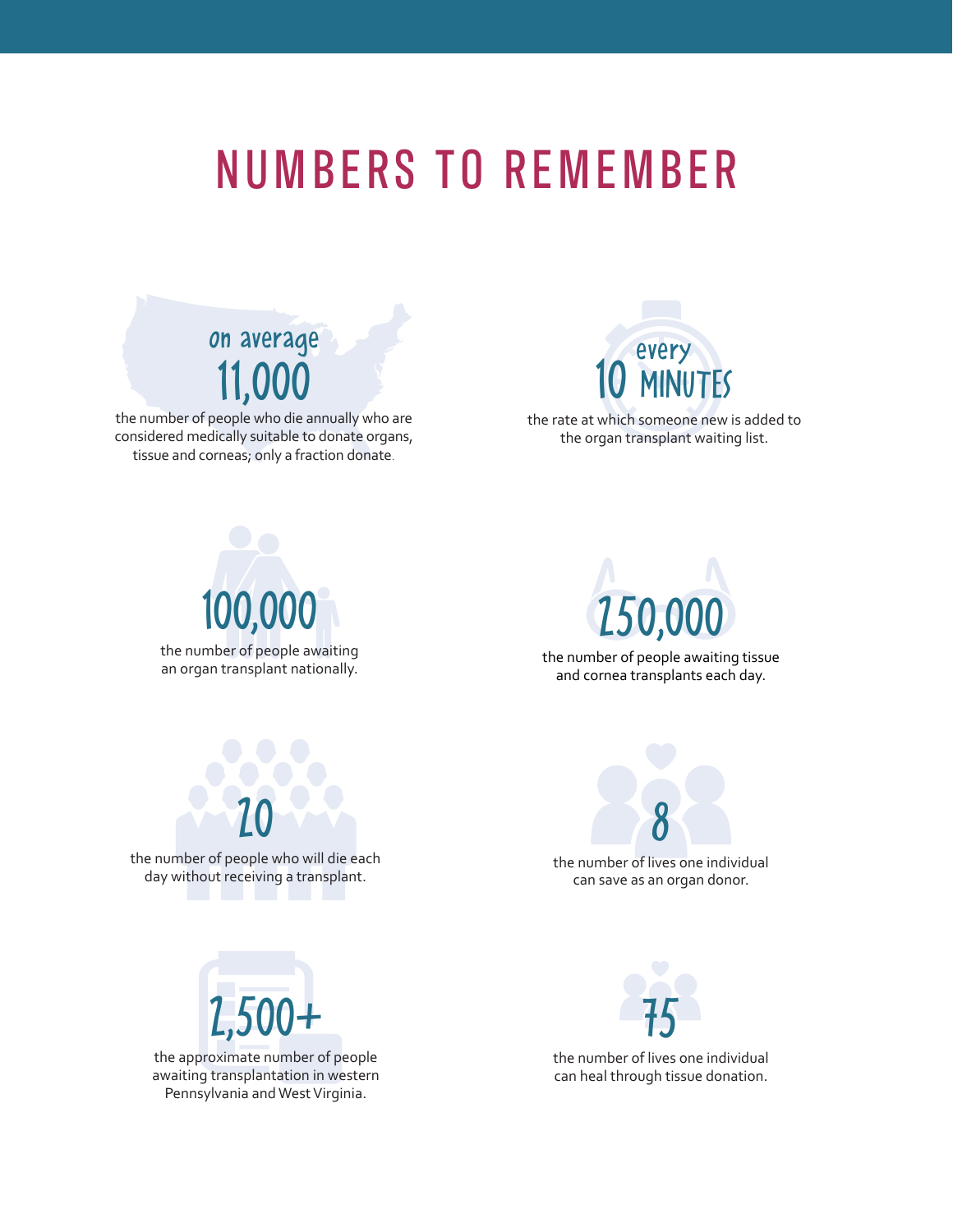# NUMBERS TO REMEMBER

**on average 11,000**

the number of people who die annually who are considered medically suitable to donate organs, tissue and corneas; only a fraction donate.

**every 10 MINUTES**

the rate at which someone new is added to the organ transplant waiting list.

**100,000**

the number of people awaiting an organ transplant nationally.

**250,000**

the number of people awaiting tissue and cornea transplants each day.

**20**

the number of people who will die each day without receiving a transplant.

**8**

the number of lives one individual can save as an organ donor.

**2,500+**

the approximate number of people awaiting transplantation in western Pennsylvania and West Virginia.

**75**

the number of lives one individual can heal through tissue donation.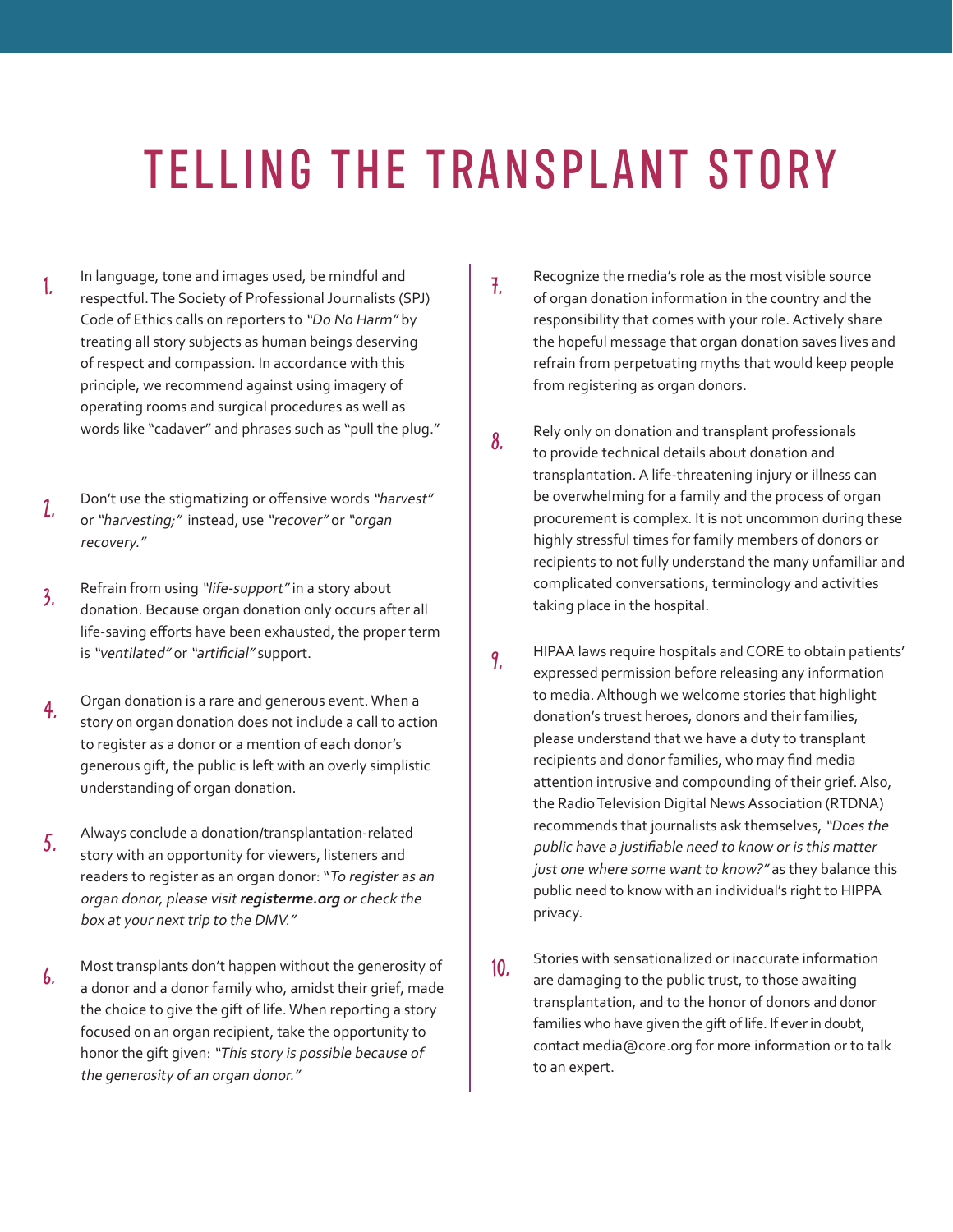# TELLING THE TRANSPLANT STORY

1. In language, tone and images used, be mindful and respectful. The Society of Professional Journalists (SPJ) Code of Ethics calls on reporters to *"Do No Harm"* by treating all story subjects as human beings deserving of respect and compassion. In accordance with this principle, we recommend against using imagery of operating rooms and surgical procedures as well as words like "cadaver" and phrases such as "pull the plug."

2. Don't use the stigmatizing or offensive words *"harvest"* or *"harvesting;"* instead, use *"recover"* or *"organ recovery."*

3. Refrain from using *"life-support"* in a story about donation. Because organ donation only occurs after all life-saving efforts have been exhausted, the proper term is *"ventilated"* or *"artificial"* support.

4. Organ donation is a rare and generous event. When a story on organ donation does not include a call to action to register as a donor or a mention of each donor's generous gift, the public is left with an overly simplistic understanding of organ donation.

5. Always conclude a donation/transplantation-related story with an opportunity for viewers, listeners and readers to register as an organ donor: "*To register as an organ donor, please visit **registerme.org** or check the box at your next trip to the DMV."*

6. Most transplants don't happen without the generosity of a donor and a donor family who, amidst their grief, made the choice to give the gift of life. When reporting a story focused on an organ recipient, take the opportunity to honor the gift given: *"This story is possible because of the generosity of an organ donor."*

7. Recognize the media's role as the most visible source of organ donation information in the country and the responsibility that comes with your role. Actively share the hopeful message that organ donation saves lives and refrain from perpetuating myths that would keep people from registering as organ donors.

8. Rely only on donation and transplant professionals to provide technical details about donation and transplantation. A life-threatening injury or illness can be overwhelming for a family and the process of organ procurement is complex. It is not uncommon during these highly stressful times for family members of donors or recipients to not fully understand the many unfamiliar and complicated conversations, terminology and activities taking place in the hospital.

9. HIPAA laws require hospitals and CORE to obtain patients' expressed permission before releasing any information to media. Although we welcome stories that highlight donation's truest heroes, donors and their families, please understand that we have a duty to transplant recipients and donor families, who may find media attention intrusive and compounding of their grief. Also, the Radio Television Digital News Association (RTDNA) recommends that journalists ask themselves, *"Does the public have a justifiable need to know or is this matter just one where some want to know?"* as they balance this public need to know with an individual's right to HIPPA privacy.

10. Stories with sensationalized or inaccurate information are damaging to the public trust, to those awaiting transplantation, and to the honor of donors and donor families who have given the gift of life. If ever in doubt, contact media@core.org for more information or to talk to an expert.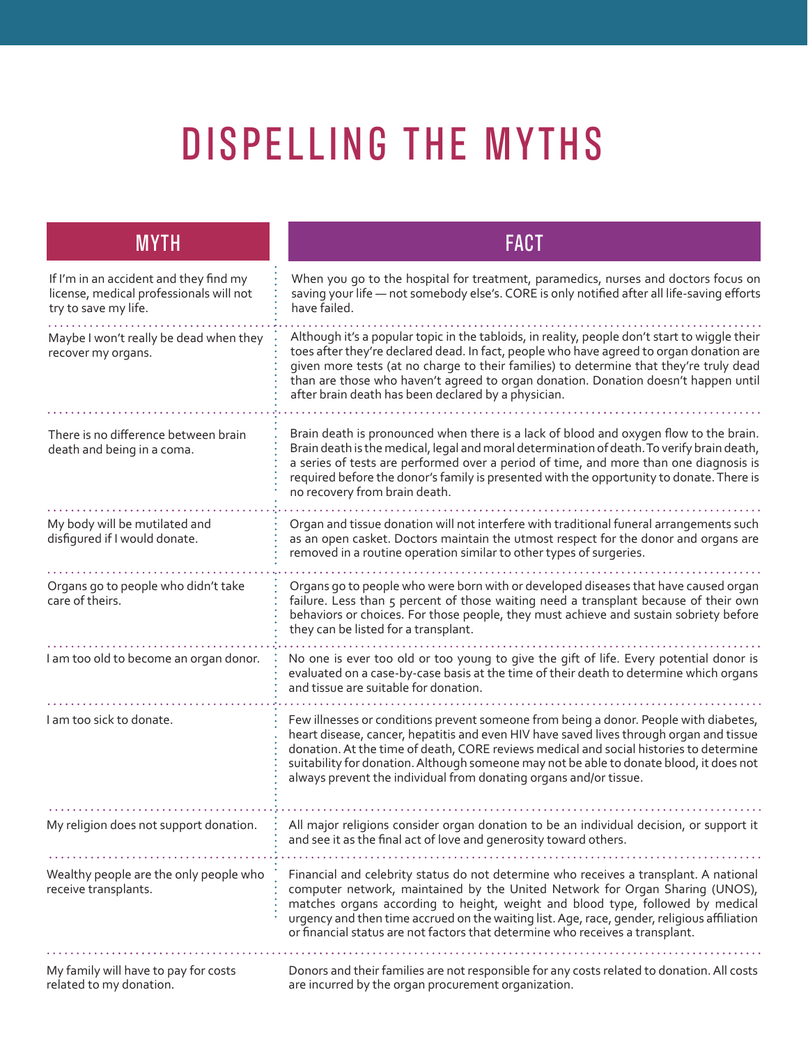# DISPELLING THE MYTHS

| MYTH | FACT |
| --- | --- |
| If I'm in an accident and they find my license, medical professionals will not try to save my life. | When you go to the hospital for treatment, paramedics, nurses and doctors focus on saving your life — not somebody else's. CORE is only notified after all life-saving efforts have failed. |
| Maybe I won't really be dead when they recover my organs. | Although it's a popular topic in the tabloids, in reality, people don't start to wiggle their toes after they're declared dead. In fact, people who have agreed to organ donation are given more tests (at no charge to their families) to determine that they're truly dead than are those who haven't agreed to organ donation. Donation doesn't happen until after brain death has been declared by a physician. |
| There is no difference between brain death and being in a coma. | Brain death is pronounced when there is a lack of blood and oxygen flow to the brain. Brain death is the medical, legal and moral determination of death. To verify brain death, a series of tests are performed over a period of time, and more than one diagnosis is required before the donor's family is presented with the opportunity to donate. There is no recovery from brain death. |
| My body will be mutilated and disfigured if I would donate. | Organ and tissue donation will not interfere with traditional funeral arrangements such as an open casket. Doctors maintain the utmost respect for the donor and organs are removed in a routine operation similar to other types of surgeries. |
| Organs go to people who didn't take care of theirs. | Organs go to people who were born with or developed diseases that have caused organ failure. Less than 5 percent of those waiting need a transplant because of their own behaviors or choices. For those people, they must achieve and sustain sobriety before they can be listed for a transplant. |
| I am too old to become an organ donor. | No one is ever too old or too young to give the gift of life. Every potential donor is evaluated on a case-by-case basis at the time of their death to determine which organs and tissue are suitable for donation. |
| I am too sick to donate. | Few illnesses or conditions prevent someone from being a donor. People with diabetes, heart disease, cancer, hepatitis and even HIV have saved lives through organ and tissue donation. At the time of death, CORE reviews medical and social histories to determine suitability for donation. Although someone may not be able to donate blood, it does not always prevent the individual from donating organs and/or tissue. |
| My religion does not support donation. | All major religions consider organ donation to be an individual decision, or support it and see it as the final act of love and generosity toward others. |
| Wealthy people are the only people who receive transplants. | Financial and celebrity status do not determine who receives a transplant. A national computer network, maintained by the United Network for Organ Sharing (UNOS), matches organs according to height, weight and blood type, followed by medical urgency and then time accrued on the waiting list. Age, race, gender, religious affiliation or financial status are not factors that determine who receives a transplant. |
| My family will have to pay for costs related to my donation. | Donors and their families are not responsible for any costs related to donation. All costs are incurred by the organ procurement organization. |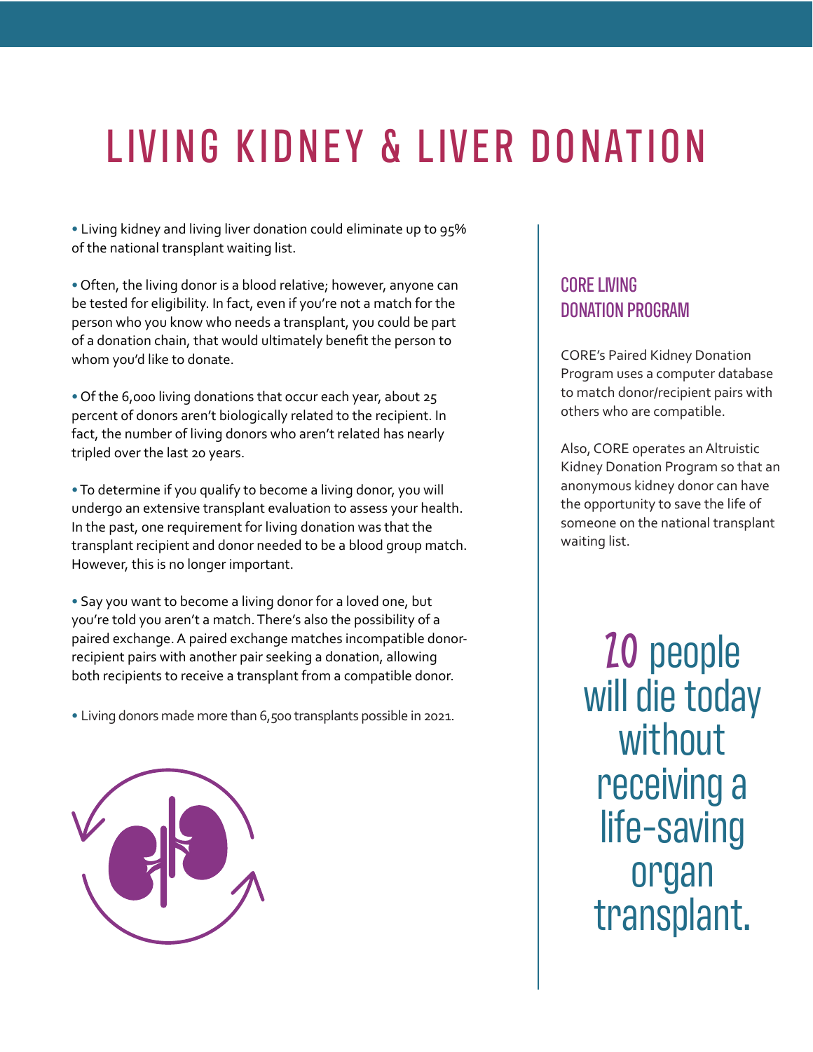# LIVING KIDNEY & LIVER DONATION

- Living kidney and living liver donation could eliminate up to 95% of the national transplant waiting list.

- Often, the living donor is a blood relative; however, anyone can be tested for eligibility. In fact, even if you're not a match for the person who you know who needs a transplant, you could be part of a donation chain, that would ultimately benefit the person to whom you'd like to donate.

- Of the 6,000 living donations that occur each year, about 25 percent of donors aren't biologically related to the recipient. In fact, the number of living donors who aren't related has nearly tripled over the last 20 years.

- To determine if you qualify to become a living donor, you will undergo an extensive transplant evaluation to assess your health. In the past, one requirement for living donation was that the transplant recipient and donor needed to be a blood group match. However, this is no longer important.

- Say you want to become a living donor for a loved one, but you're told you aren't a match. There's also the possibility of a paired exchange. A paired exchange matches incompatible donor-recipient pairs with another pair seeking a donation, allowing both recipients to receive a transplant from a compatible donor.

- Living donors made more than 6,500 transplants possible in 2021.

## CORE LIVING DONATION PROGRAM

CORE's Paired Kidney Donation Program uses a computer database to match donor/recipient pairs with others who are compatible.

Also, CORE operates an Altruistic Kidney Donation Program so that an anonymous kidney donor can have the opportunity to save the life of someone on the national transplant waiting list.

**20** people will die today without receiving a life-saving organ transplant.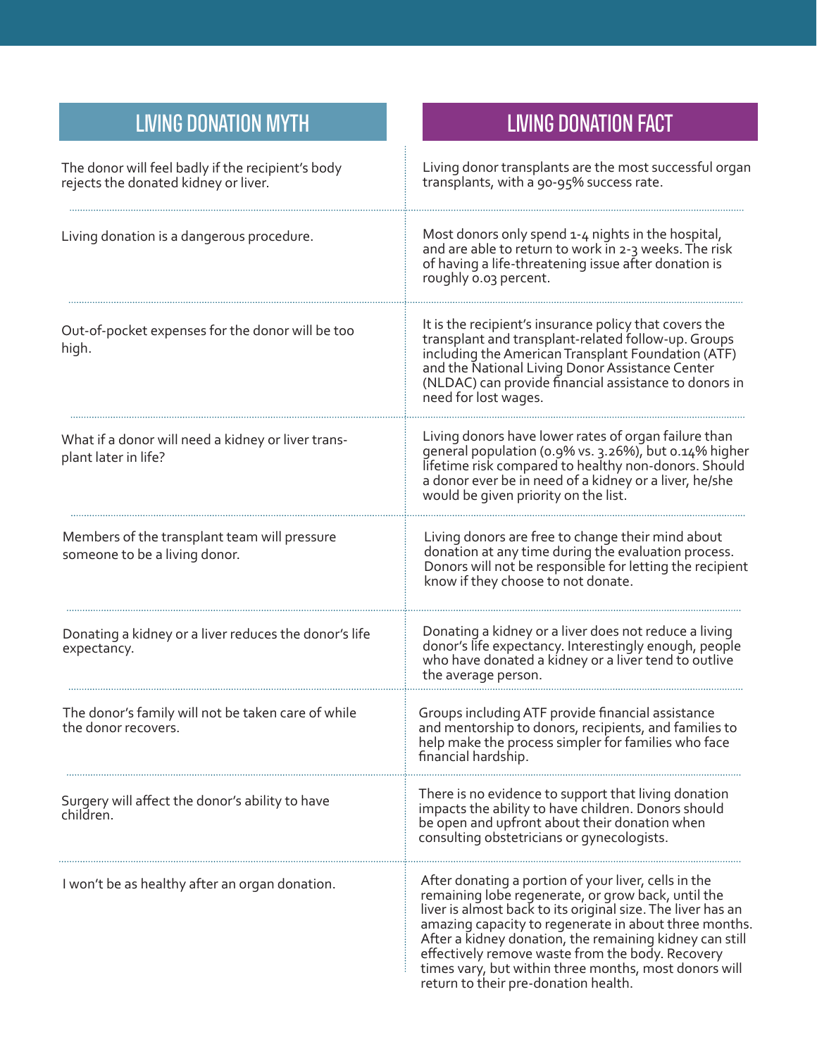| LIVING DONATION MYTH | LIVING DONATION FACT |
| --- | --- |
| The donor will feel badly if the recipient's body rejects the donated kidney or liver. | Living donor transplants are the most successful organ transplants, with a 90-95% success rate. |
| Living donation is a dangerous procedure. | Most donors only spend 1-4 nights in the hospital, and are able to return to work in 2-3 weeks. The risk of having a life-threatening issue after donation is roughly 0.03 percent. |
| Out-of-pocket expenses for the donor will be too high. | It is the recipient's insurance policy that covers the transplant and transplant-related follow-up. Groups including the American Transplant Foundation (ATF) and the National Living Donor Assistance Center (NLDAC) can provide financial assistance to donors in need for lost wages. |
| What if a donor will need a kidney or liver transplant later in life? | Living donors have lower rates of organ failure than general population (0.9% vs. 3.26%), but 0.14% higher lifetime risk compared to healthy non-donors. Should a donor ever be in need of a kidney or a liver, he/she would be given priority on the list. |
| Members of the transplant team will pressure someone to be a living donor. | Living donors are free to change their mind about donation at any time during the evaluation process. Donors will not be responsible for letting the recipient know if they choose to not donate. |
| Donating a kidney or a liver reduces the donor's life expectancy. | Donating a kidney or a liver does not reduce a living donor's life expectancy. Interestingly enough, people who have donated a kidney or a liver tend to outlive the average person. |
| The donor's family will not be taken care of while the donor recovers. | Groups including ATF provide financial assistance and mentorship to donors, recipients, and families to help make the process simpler for families who face financial hardship. |
| Surgery will affect the donor's ability to have children. | There is no evidence to support that living donation impacts the ability to have children. Donors should be open and upfront about their donation when consulting obstetricians or gynecologists. |
| I won't be as healthy after an organ donation. | After donating a portion of your liver, cells in the remaining lobe regenerate, or grow back, until the liver is almost back to its original size. The liver has an amazing capacity to regenerate in about three months. After a kidney donation, the remaining kidney can still effectively remove waste from the body. Recovery times vary, but within three months, most donors will return to their pre-donation health. |